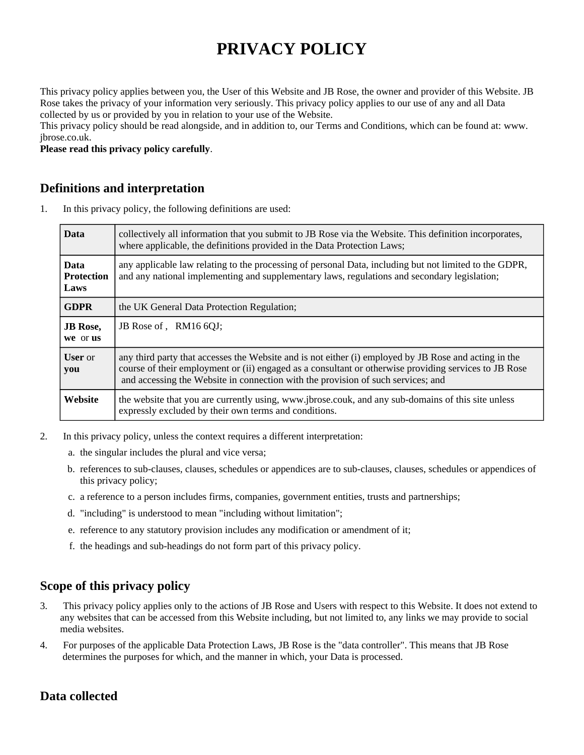# PRIVACY POLICY

This privacy policy applies between you, the User of this Website and JB Rose, the owner and provider of this Website. JB Rose takes the privacy of your information very seriously. This privacy policy applies to our use of any and all Data collected by us or provided by you in relation to your use of the Website.

This privacy policy should be read alongside, and in addition to, our Terms and Conditions, which can be found at: www.jbrose.co.uk.

**Please read this privacy policy carefully**.

## Definitions and interpretation

1. In this privacy policy, the following definitions are used:

| | |
|---|---|
| **Data** | collectively all information that you submit to JB Rose via the Website. This definition incorporates, where applicable, the definitions provided in the Data Protection Laws; |
| **Data Protection Laws** | any applicable law relating to the processing of personal Data, including but not limited to the GDPR, and any national implementing and supplementary laws, regulations and secondary legislation; |
| **GDPR** | the UK General Data Protection Regulation; |
| **JB Rose, we** or **us** | JB Rose of , RM16 6QJ; |
| **User** or **you** | any third party that accesses the Website and is not either (i) employed by JB Rose and acting in the course of their employment or (ii) engaged as a consultant or otherwise providing services to JB Rose and accessing the Website in connection with the provision of such services; and |
| **Website** | the website that you are currently using, www.jbrose.couk, and any sub-domains of this site unless expressly excluded by their own terms and conditions. |

2. In this privacy policy, unless the context requires a different interpretation:
   a. the singular includes the plural and vice versa;
   b. references to sub-clauses, clauses, schedules or appendices are to sub-clauses, clauses, schedules or appendices of this privacy policy;
   c. a reference to a person includes firms, companies, government entities, trusts and partnerships;
   d. "including" is understood to mean "including without limitation";
   e. reference to any statutory provision includes any modification or amendment of it;
   f. the headings and sub-headings do not form part of this privacy policy.

## Scope of this privacy policy

3. This privacy policy applies only to the actions of JB Rose and Users with respect to this Website. It does not extend to any websites that can be accessed from this Website including, but not limited to, any links we may provide to social media websites.
4. For purposes of the applicable Data Protection Laws, JB Rose is the "data controller". This means that JB Rose determines the purposes for which, and the manner in which, your Data is processed.

## Data collected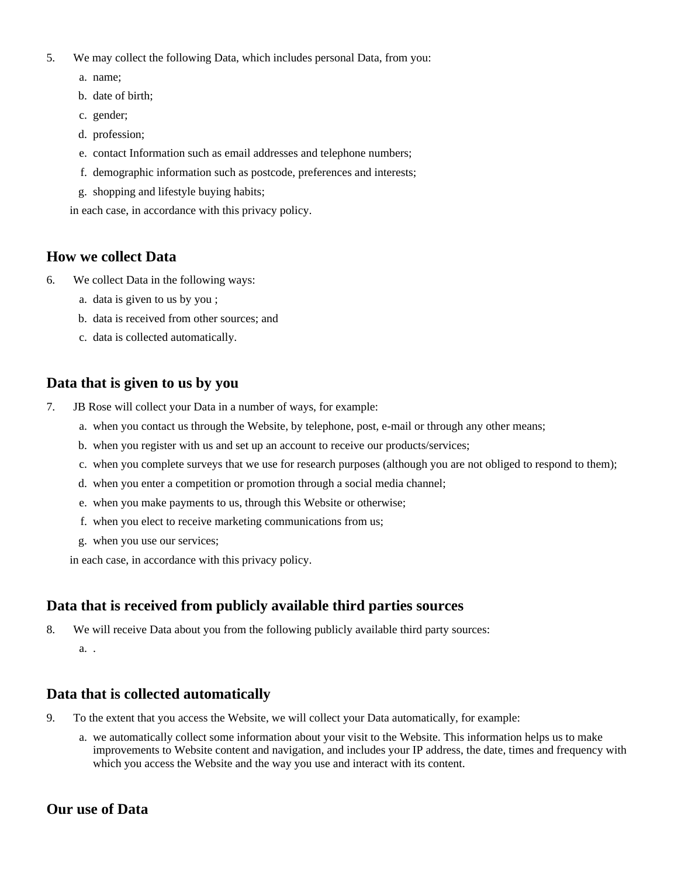5. We may collect the following Data, which includes personal Data, from you:
   a. name;
   b. date of birth;
   c. gender;
   d. profession;
   e. contact Information such as email addresses and telephone numbers;
   f. demographic information such as postcode, preferences and interests;
   g. shopping and lifestyle buying habits;

   in each case, in accordance with this privacy policy.

## How we collect Data

6. We collect Data in the following ways:
   a. data is given to us by you ;
   b. data is received from other sources; and
   c. data is collected automatically.

## Data that is given to us by you

7. JB Rose will collect your Data in a number of ways, for example:
   a. when you contact us through the Website, by telephone, post, e-mail or through any other means;
   b. when you register with us and set up an account to receive our products/services;
   c. when you complete surveys that we use for research purposes (although you are not obliged to respond to them);
   d. when you enter a competition or promotion through a social media channel;
   e. when you make payments to us, through this Website or otherwise;
   f. when you elect to receive marketing communications from us;
   g. when you use our services;

   in each case, in accordance with this privacy policy.

## Data that is received from publicly available third parties sources

8. We will receive Data about you from the following publicly available third party sources:
   a. .

## Data that is collected automatically

9. To the extent that you access the Website, we will collect your Data automatically, for example:
   a. we automatically collect some information about your visit to the Website. This information helps us to make improvements to Website content and navigation, and includes your IP address, the date, times and frequency with which you access the Website and the way you use and interact with its content.

## Our use of Data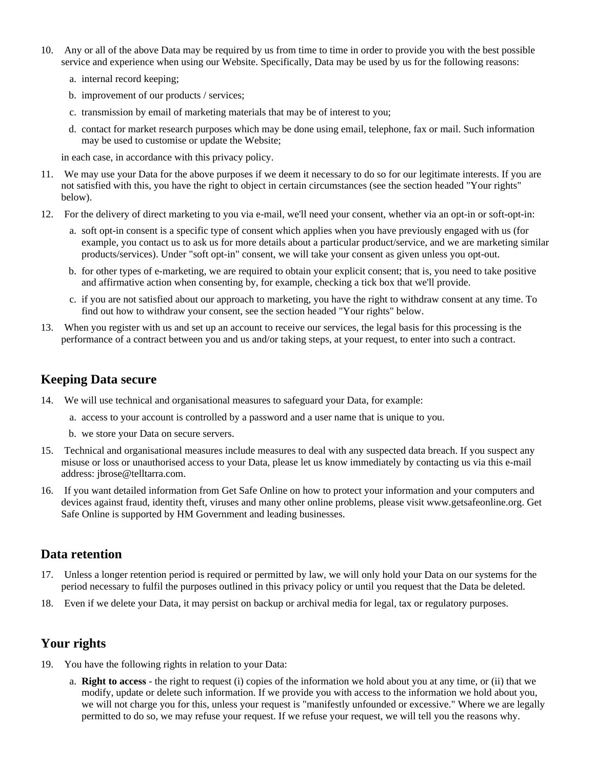10. Any or all of the above Data may be required by us from time to time in order to provide you with the best possible service and experience when using our Website. Specifically, Data may be used by us for the following reasons:

    a. internal record keeping;

    b. improvement of our products / services;

    c. transmission by email of marketing materials that may be of interest to you;

    d. contact for market research purposes which may be done using email, telephone, fax or mail. Such information may be used to customise or update the Website;

    in each case, in accordance with this privacy policy.

11. We may use your Data for the above purposes if we deem it necessary to do so for our legitimate interests. If you are not satisfied with this, you have the right to object in certain circumstances (see the section headed "Your rights" below).

12. For the delivery of direct marketing to you via e-mail, we'll need your consent, whether via an opt-in or soft-opt-in:

    a. soft opt-in consent is a specific type of consent which applies when you have previously engaged with us (for example, you contact us to ask us for more details about a particular product/service, and we are marketing similar products/services). Under "soft opt-in" consent, we will take your consent as given unless you opt-out.

    b. for other types of e-marketing, we are required to obtain your explicit consent; that is, you need to take positive and affirmative action when consenting by, for example, checking a tick box that we'll provide.

    c. if you are not satisfied about our approach to marketing, you have the right to withdraw consent at any time. To find out how to withdraw your consent, see the section headed "Your rights" below.

13. When you register with us and set up an account to receive our services, the legal basis for this processing is the performance of a contract between you and us and/or taking steps, at your request, to enter into such a contract.

## Keeping Data secure

14. We will use technical and organisational measures to safeguard your Data, for example:

    a. access to your account is controlled by a password and a user name that is unique to you.

    b. we store your Data on secure servers.

15. Technical and organisational measures include measures to deal with any suspected data breach. If you suspect any misuse or loss or unauthorised access to your Data, please let us know immediately by contacting us via this e-mail address: jbrose@telltarra.com.

16. If you want detailed information from Get Safe Online on how to protect your information and your computers and devices against fraud, identity theft, viruses and many other online problems, please visit www.getsafeonline.org. Get Safe Online is supported by HM Government and leading businesses.

## Data retention

17. Unless a longer retention period is required or permitted by law, we will only hold your Data on our systems for the period necessary to fulfil the purposes outlined in this privacy policy or until you request that the Data be deleted.

18. Even if we delete your Data, it may persist on backup or archival media for legal, tax or regulatory purposes.

## Your rights

19. You have the following rights in relation to your Data:

    a. **Right to access** - the right to request (i) copies of the information we hold about you at any time, or (ii) that we modify, update or delete such information. If we provide you with access to the information we hold about you, we will not charge you for this, unless your request is "manifestly unfounded or excessive." Where we are legally permitted to do so, we may refuse your request. If we refuse your request, we will tell you the reasons why.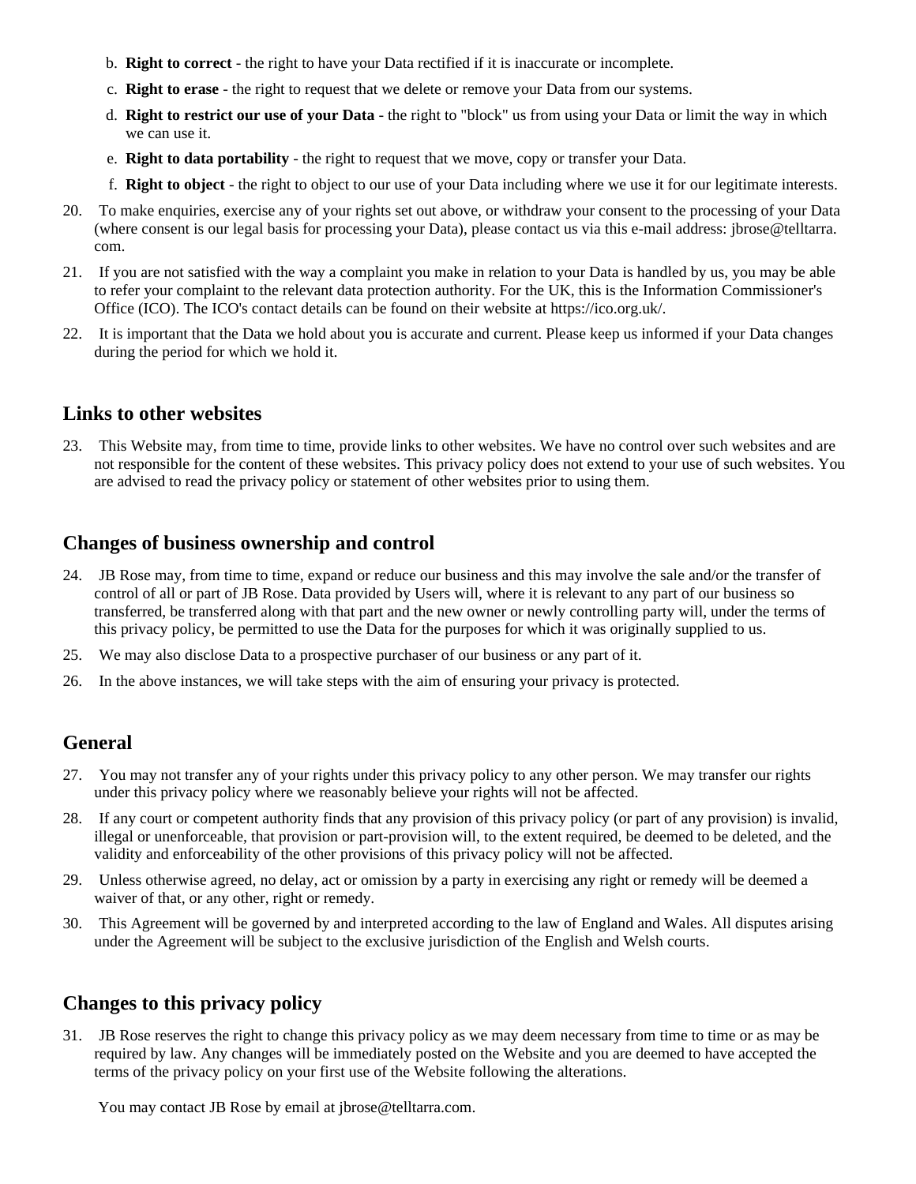b. **Right to correct** - the right to have your Data rectified if it is inaccurate or incomplete.

c. **Right to erase** - the right to request that we delete or remove your Data from our systems.

d. **Right to restrict our use of your Data** - the right to "block" us from using your Data or limit the way in which we can use it.

e. **Right to data portability** - the right to request that we move, copy or transfer your Data.

f. **Right to object** - the right to object to our use of your Data including where we use it for our legitimate interests.

20. To make enquiries, exercise any of your rights set out above, or withdraw your consent to the processing of your Data (where consent is our legal basis for processing your Data), please contact us via this e-mail address: jbrose@telltarra.com.

21. If you are not satisfied with the way a complaint you make in relation to your Data is handled by us, you may be able to refer your complaint to the relevant data protection authority. For the UK, this is the Information Commissioner's Office (ICO). The ICO's contact details can be found on their website at https://ico.org.uk/.

22. It is important that the Data we hold about you is accurate and current. Please keep us informed if your Data changes during the period for which we hold it.

## Links to other websites

23. This Website may, from time to time, provide links to other websites. We have no control over such websites and are not responsible for the content of these websites. This privacy policy does not extend to your use of such websites. You are advised to read the privacy policy or statement of other websites prior to using them.

## Changes of business ownership and control

24. JB Rose may, from time to time, expand or reduce our business and this may involve the sale and/or the transfer of control of all or part of JB Rose. Data provided by Users will, where it is relevant to any part of our business so transferred, be transferred along with that part and the new owner or newly controlling party will, under the terms of this privacy policy, be permitted to use the Data for the purposes for which it was originally supplied to us.

25. We may also disclose Data to a prospective purchaser of our business or any part of it.

26. In the above instances, we will take steps with the aim of ensuring your privacy is protected.

## General

27. You may not transfer any of your rights under this privacy policy to any other person. We may transfer our rights under this privacy policy where we reasonably believe your rights will not be affected.

28. If any court or competent authority finds that any provision of this privacy policy (or part of any provision) is invalid, illegal or unenforceable, that provision or part-provision will, to the extent required, be deemed to be deleted, and the validity and enforceability of the other provisions of this privacy policy will not be affected.

29. Unless otherwise agreed, no delay, act or omission by a party in exercising any right or remedy will be deemed a waiver of that, or any other, right or remedy.

30. This Agreement will be governed by and interpreted according to the law of England and Wales. All disputes arising under the Agreement will be subject to the exclusive jurisdiction of the English and Welsh courts.

## Changes to this privacy policy

31. JB Rose reserves the right to change this privacy policy as we may deem necessary from time to time or as may be required by law. Any changes will be immediately posted on the Website and you are deemed to have accepted the terms of the privacy policy on your first use of the Website following the alterations.

You may contact JB Rose by email at jbrose@telltarra.com.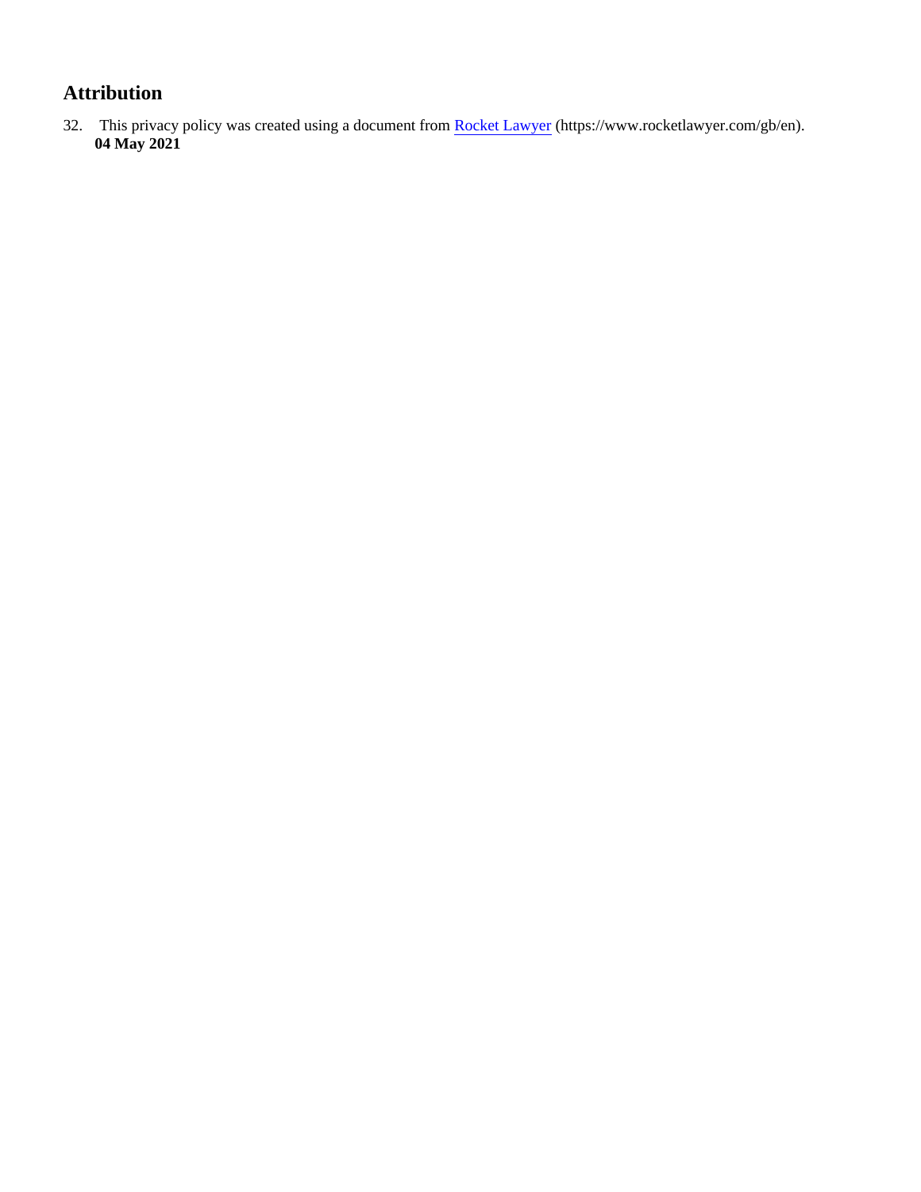## Attribution

32. This privacy policy was created using a document from [Rocket Lawyer](https://www.rocketlawyer.com/gb/en) (https://www.rocketlawyer.com/gb/en).
**04 May 2021**